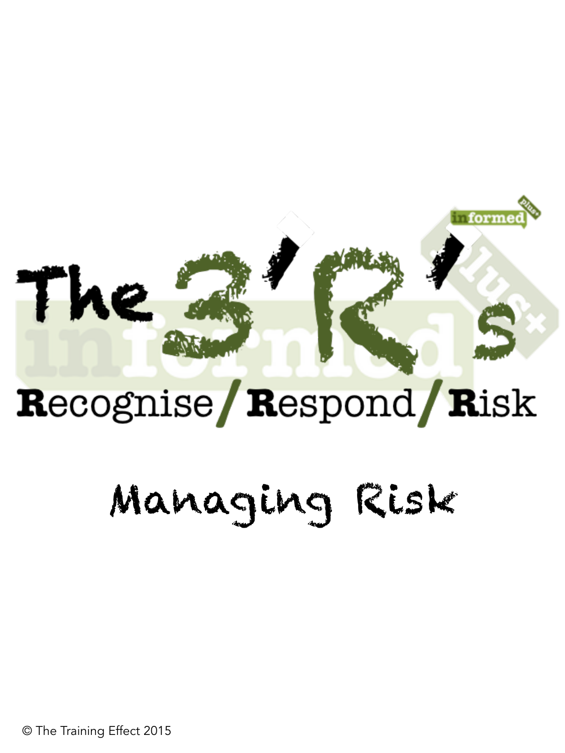# The 3'R's

**R**ecognise / **R**espond / **R**isk

## Managing Risk

© The Training Effect 2015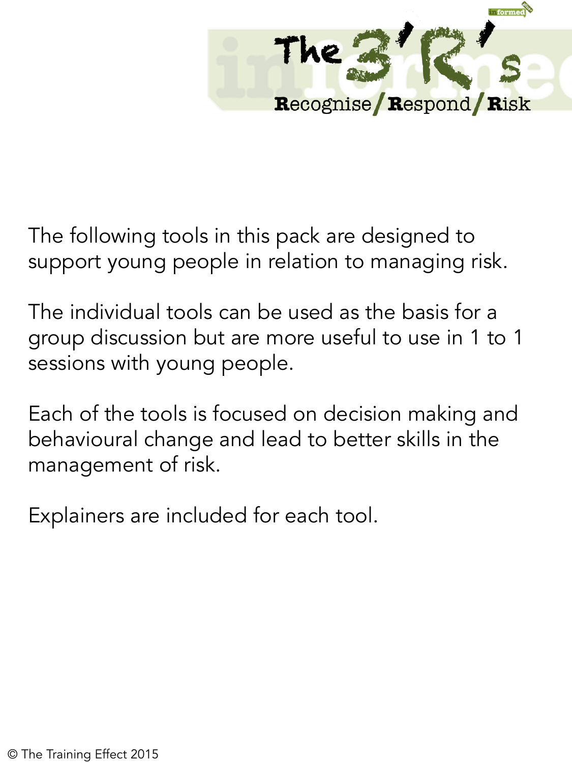# The 3'R's

**Recognise / Respond / Risk**

The following tools in this pack are designed to support young people in relation to managing risk.

The individual tools can be used as the basis for a group discussion but are more useful to use in 1 to 1 sessions with young people.

Each of the tools is focused on decision making and behavioural change and lead to better skills in the management of risk.

Explainers are included for each tool.

© The Training Effect 2015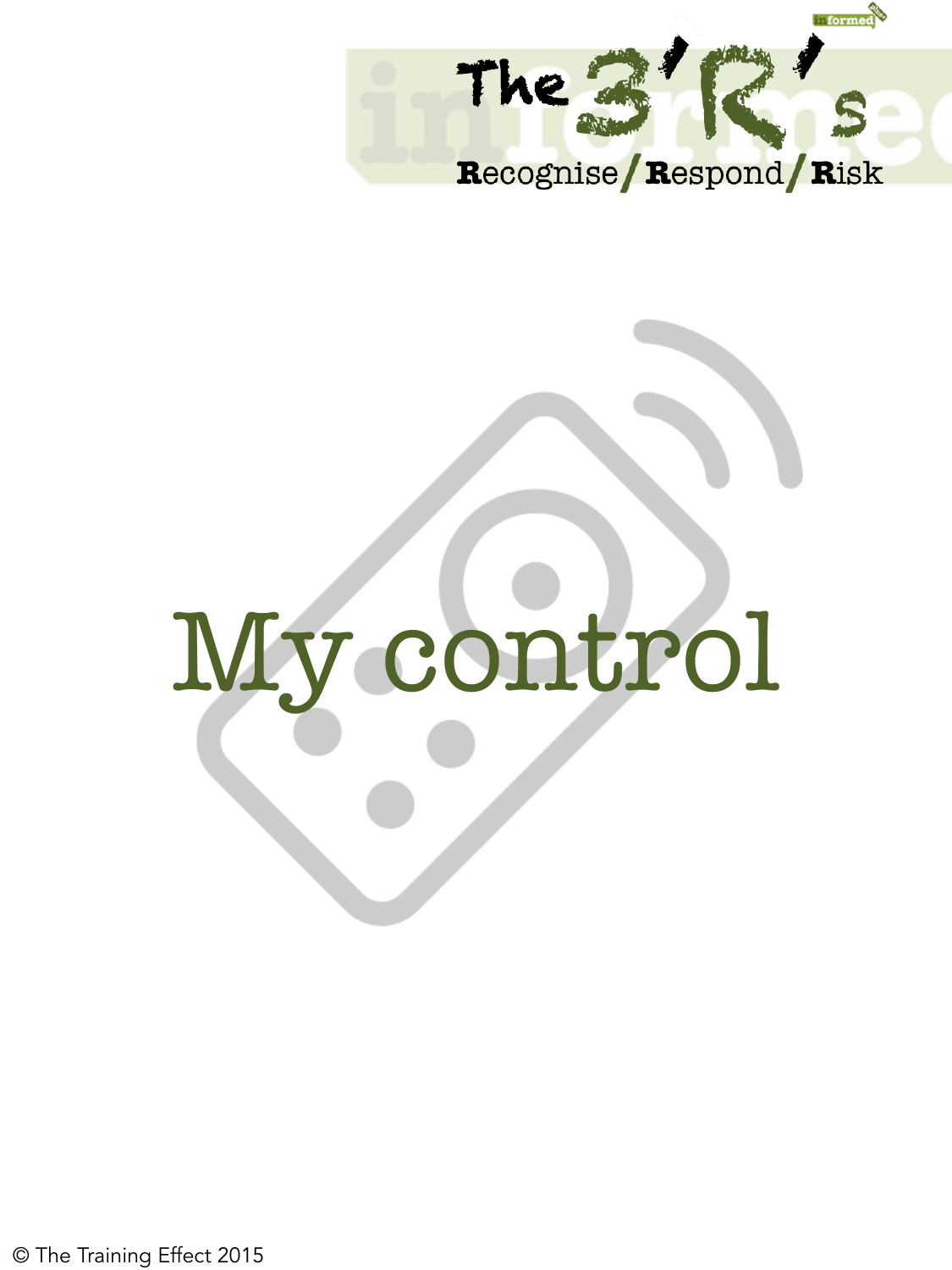# My control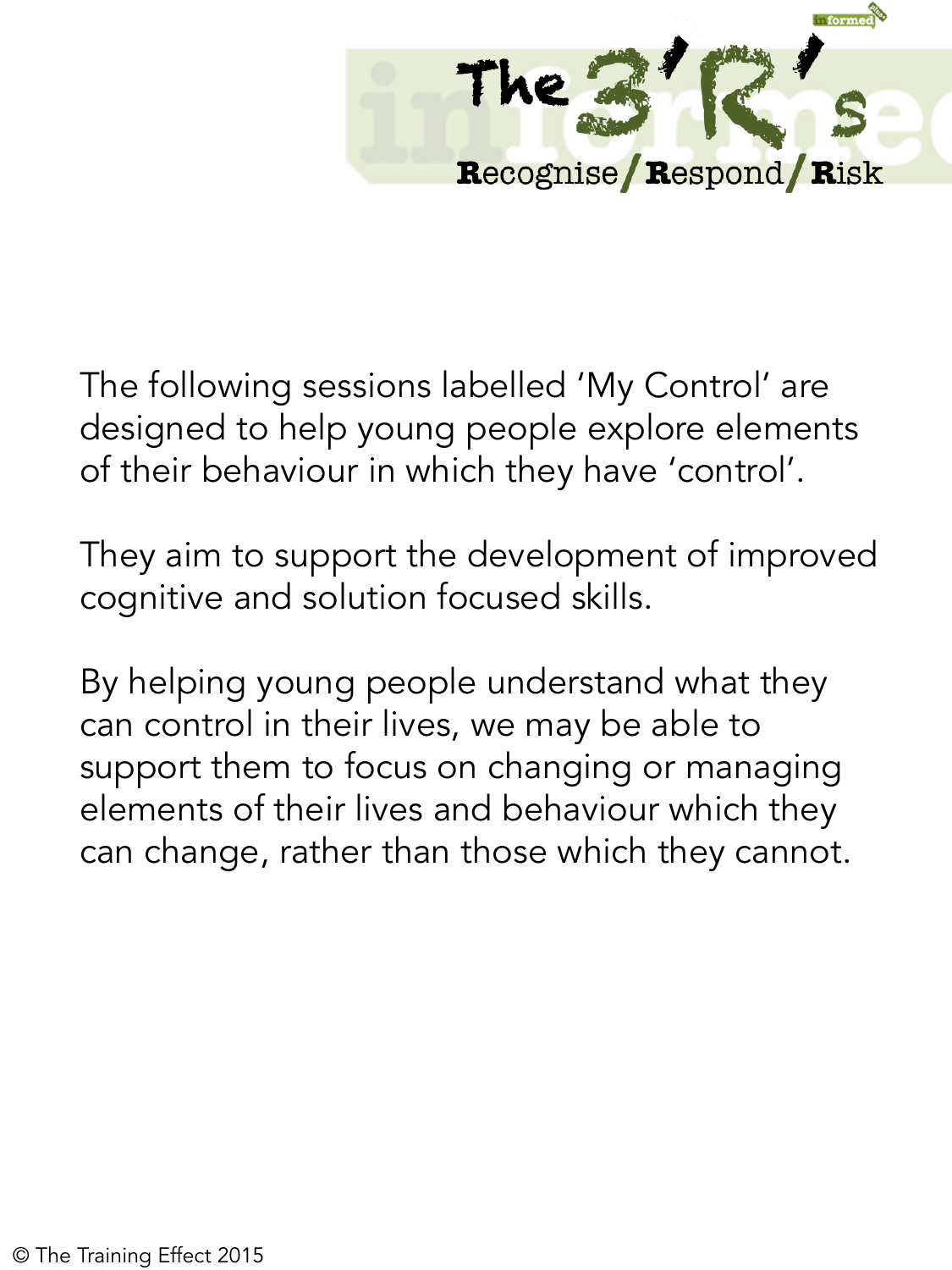# The 3'R's

**R**ecognise / **R**espond / **R**isk

The following sessions labelled 'My Control' are designed to help young people explore elements of their behaviour in which they have 'control'.

They aim to support the development of improved cognitive and solution focused skills.

By helping young people understand what they can control in their lives, we may be able to support them to focus on changing or managing elements of their lives and behaviour which they can change, rather than those which they cannot.

© The Training Effect 2015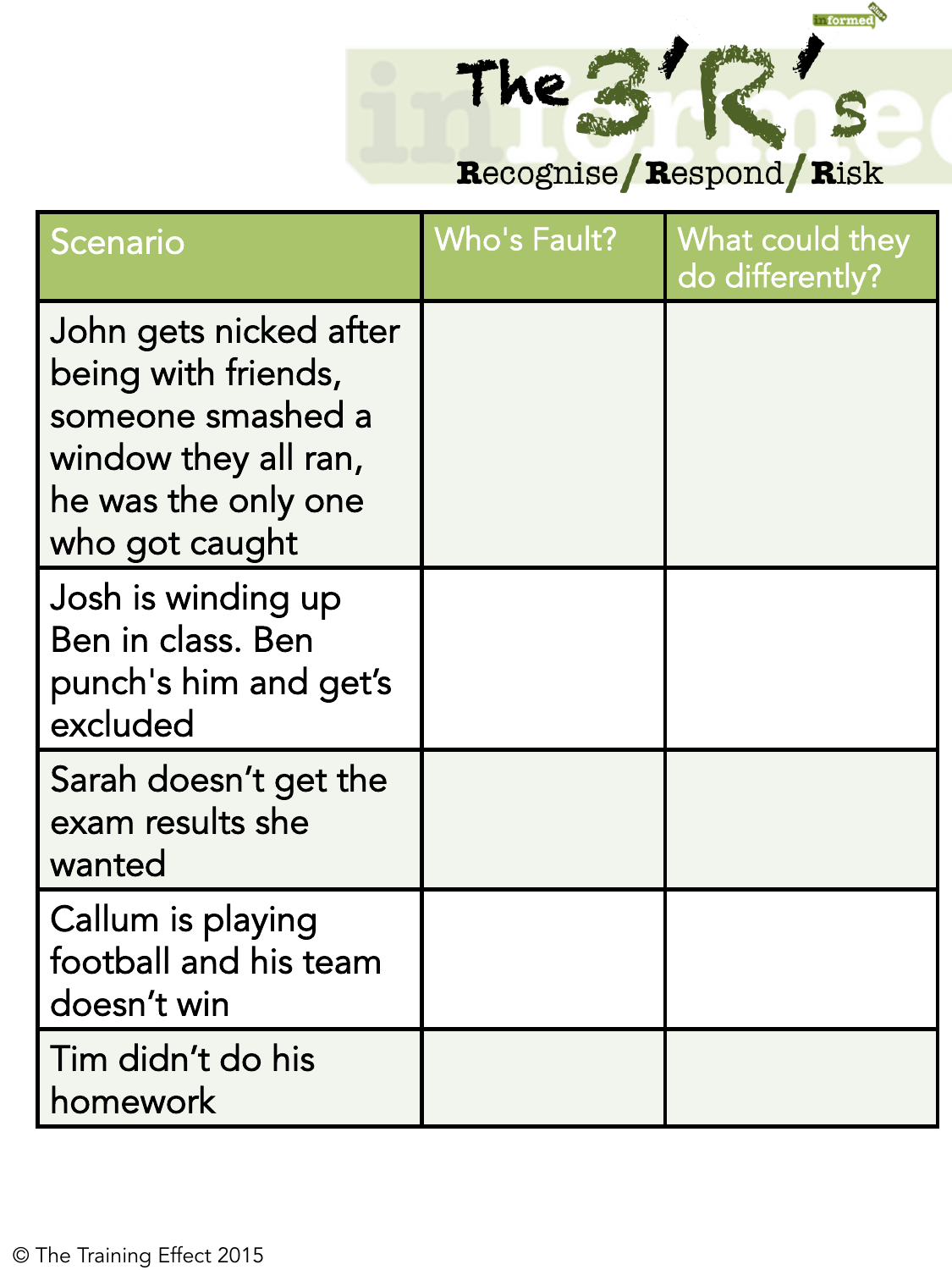# The 3'R's

**R**ecognise / **R**espond / **R**isk

| Scenario | Who's Fault? | What could they do differently? |
|---|---|---|
| John gets nicked after being with friends, someone smashed a window they all ran, he was the only one who got caught | | |
| Josh is winding up Ben in class. Ben punch's him and get's excluded | | |
| Sarah doesn't get the exam results she wanted | | |
| Callum is playing football and his team doesn't win | | |
| Tim didn't do his homework | | |

© The Training Effect 2015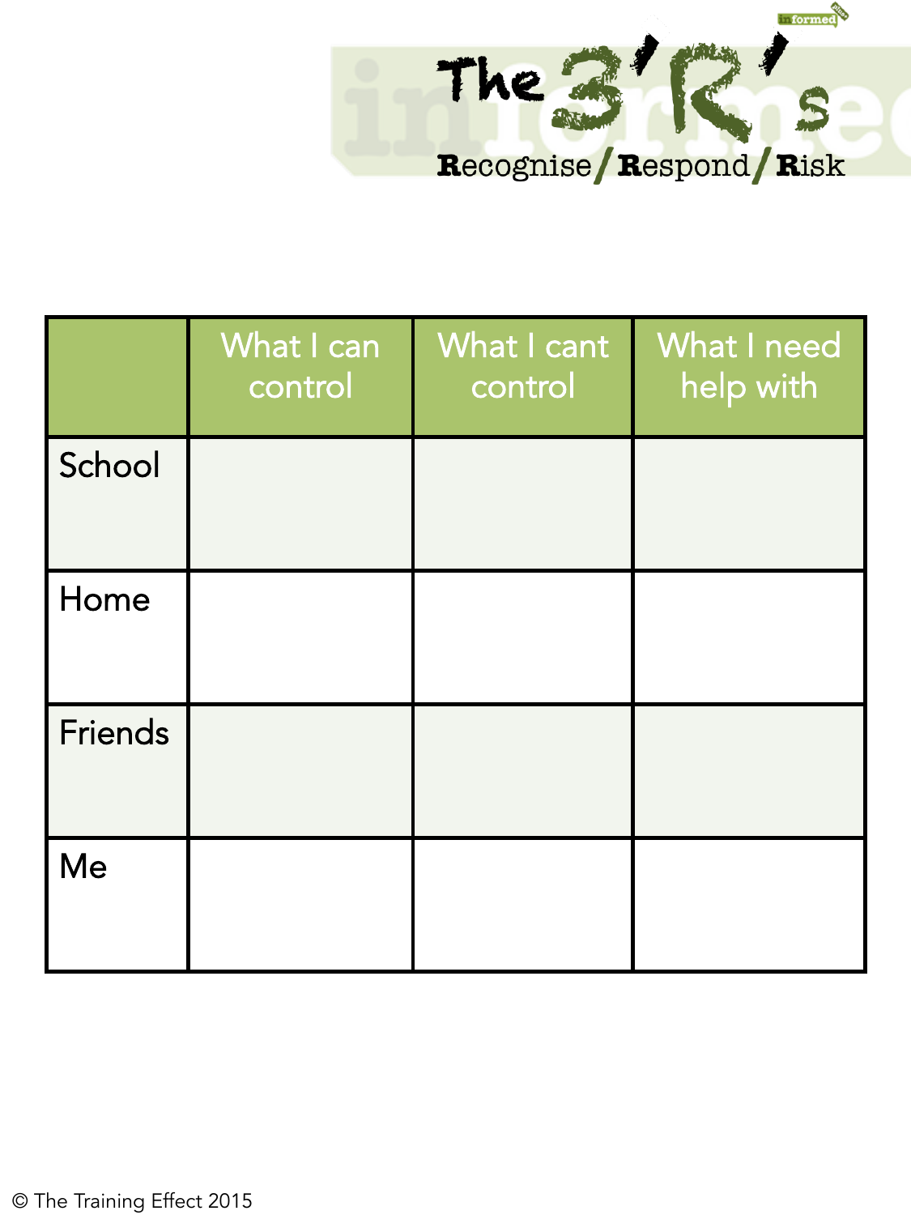# The 3'R's

**R**ecognise / **R**espond / **R**isk

| | What I can control | What I cant control | What I need help with |
|---|---|---|---|
| School | | | |
| Home | | | |
| Friends | | | |
| Me | | | |

© The Training Effect 2015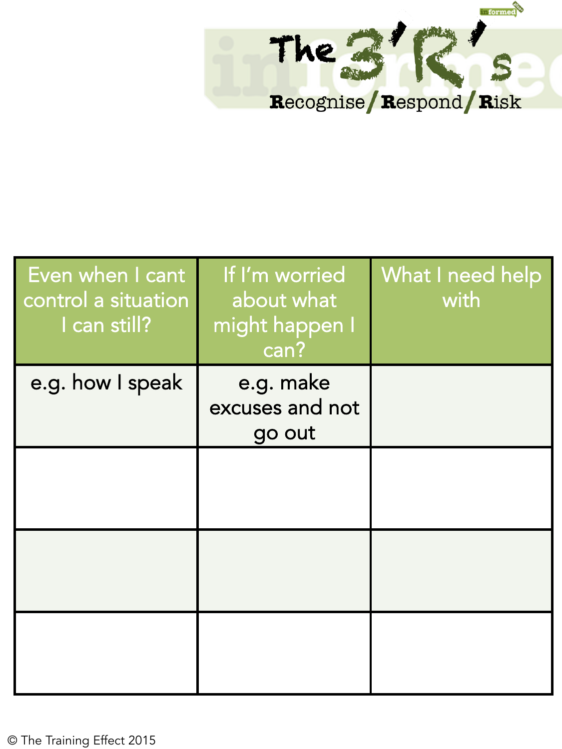# The 3'R's

**R**ecognise / **R**espond / **R**isk

| Even when I cant control a situation I can still? | If I'm worried about what might happen I can? | What I need help with |
|---|---|---|
| e.g. how I speak | e.g. make excuses and not go out | |
| | | |
| | | |
| | | |

© The Training Effect 2015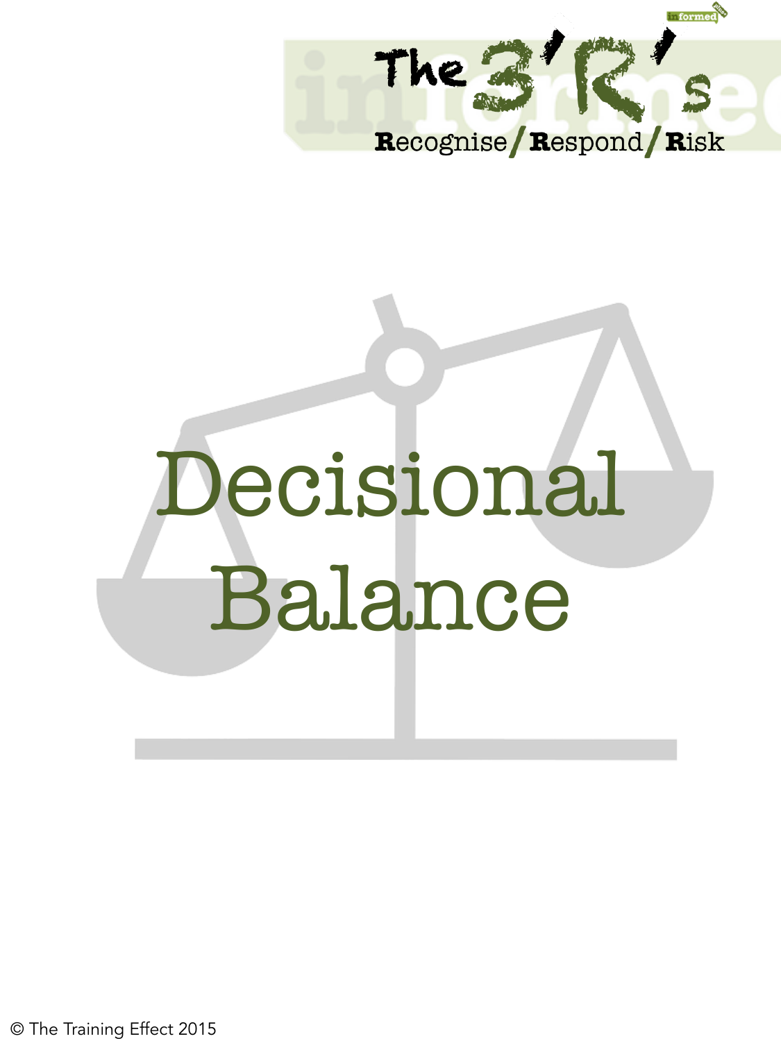# Decisional Balance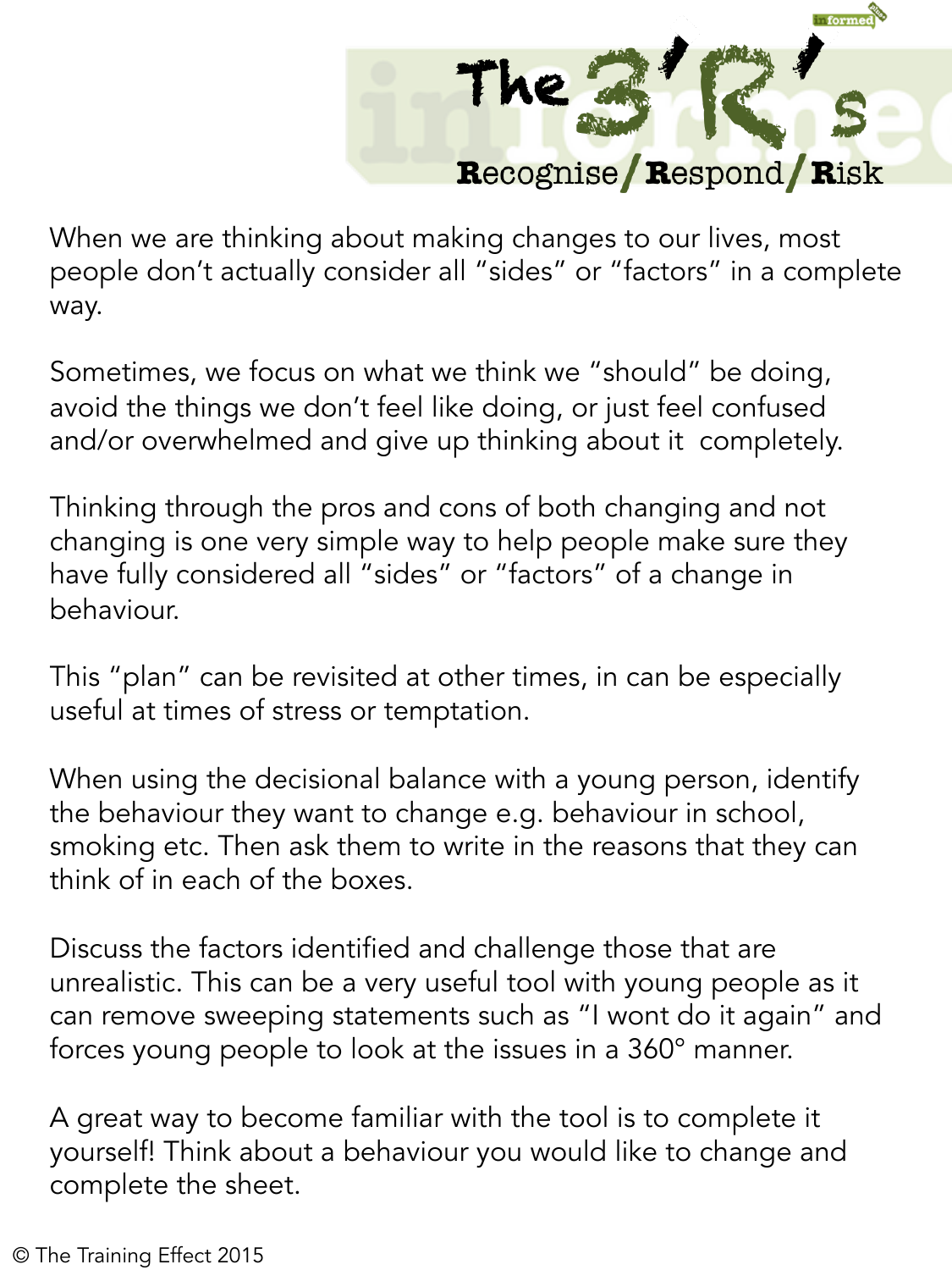# The 3'R's

**R**ecognise / **R**espond / **R**isk

When we are thinking about making changes to our lives, most people don't actually consider all "sides" or "factors" in a complete way.

Sometimes, we focus on what we think we "should" be doing, avoid the things we don't feel like doing, or just feel confused and/or overwhelmed and give up thinking about it completely.

Thinking through the pros and cons of both changing and not changing is one very simple way to help people make sure they have fully considered all "sides" or "factors" of a change in behaviour.

This "plan" can be revisited at other times, in can be especially useful at times of stress or temptation.

When using the decisional balance with a young person, identify the behaviour they want to change e.g. behaviour in school, smoking etc. Then ask them to write in the reasons that they can think of in each of the boxes.

Discuss the factors identified and challenge those that are unrealistic. This can be a very useful tool with young people as it can remove sweeping statements such as "I wont do it again" and forces young people to look at the issues in a 360° manner.

A great way to become familiar with the tool is to complete it yourself! Think about a behaviour you would like to change and complete the sheet.

© The Training Effect 2015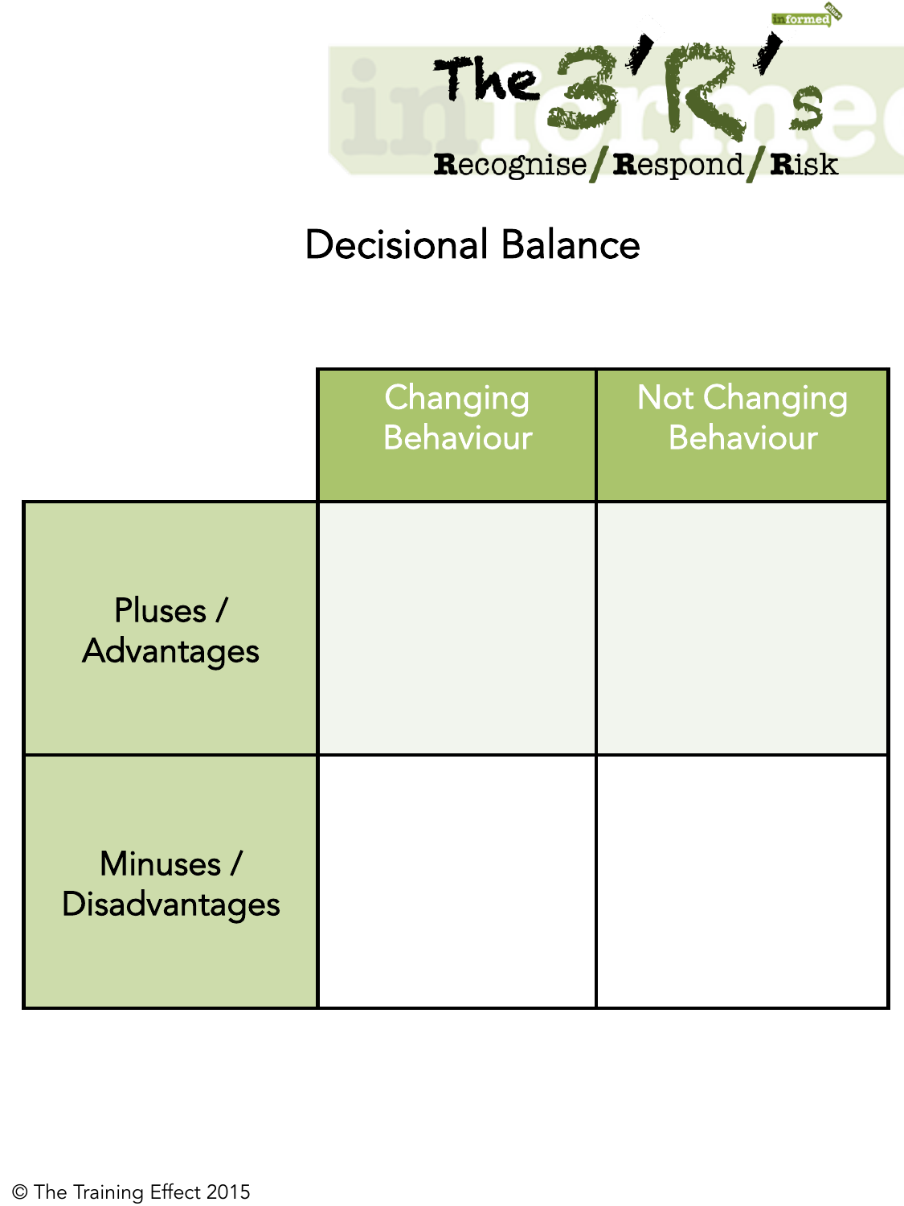# The 3'R's

**R**ecognise / **R**espond / **R**isk

## Decisional Balance

| | Changing Behaviour | Not Changing Behaviour |
|---|---|---|
| Pluses / Advantages | | |
| Minuses / Disadvantages | | |

© The Training Effect 2015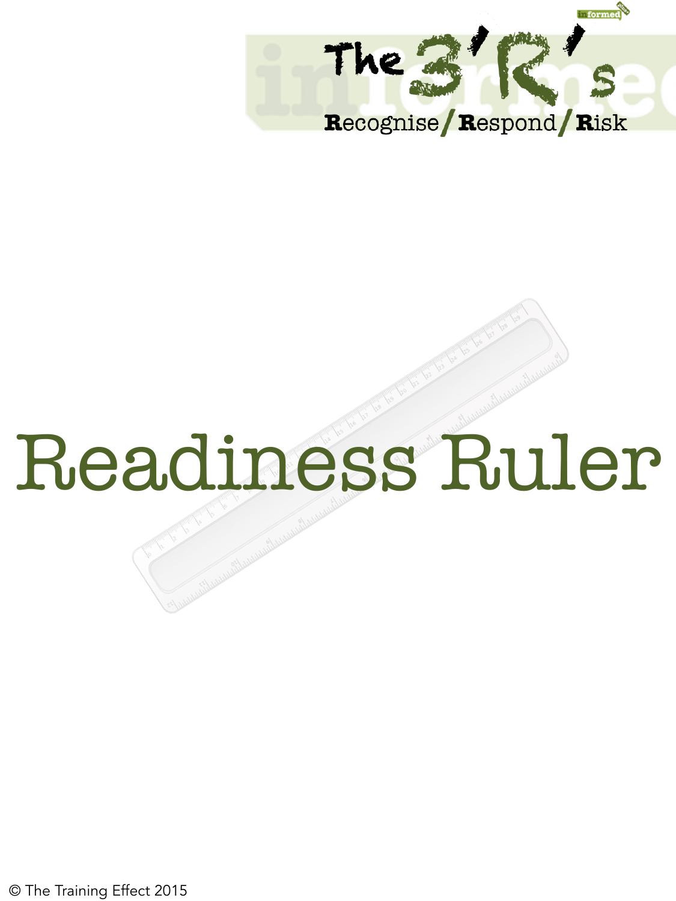The 3'R's

Recognise/Respond/Risk

# Readiness Ruler

© The Training Effect 2015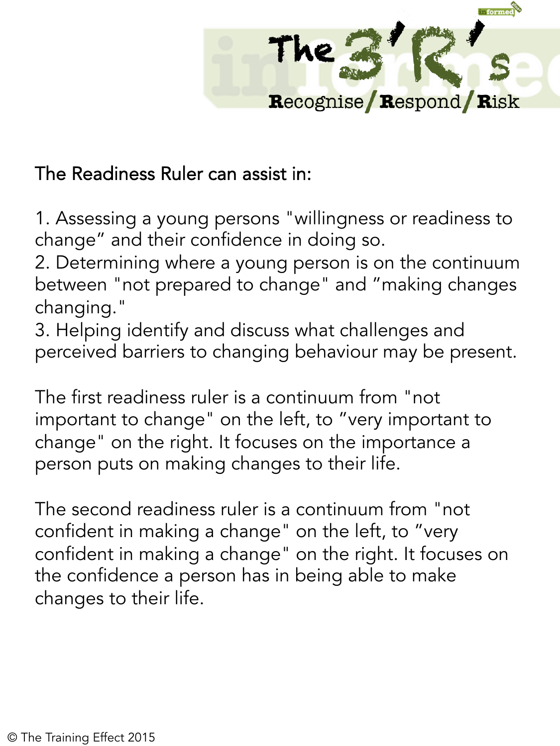# The 3'R's

**R**ecognise / **R**espond / **R**isk

The Readiness Ruler can assist in:

1. Assessing a young persons "willingness or readiness to change" and their confidence in doing so.
2. Determining where a young person is on the continuum between "not prepared to change" and "making changes changing."
3. Helping identify and discuss what challenges and perceived barriers to changing behaviour may be present.

The first readiness ruler is a continuum from "not important to change" on the left, to "very important to change" on the right. It focuses on the importance a person puts on making changes to their life.

The second readiness ruler is a continuum from "not confident in making a change" on the left, to "very confident in making a change" on the right. It focuses on the confidence a person has in being able to make changes to their life.

© The Training Effect 2015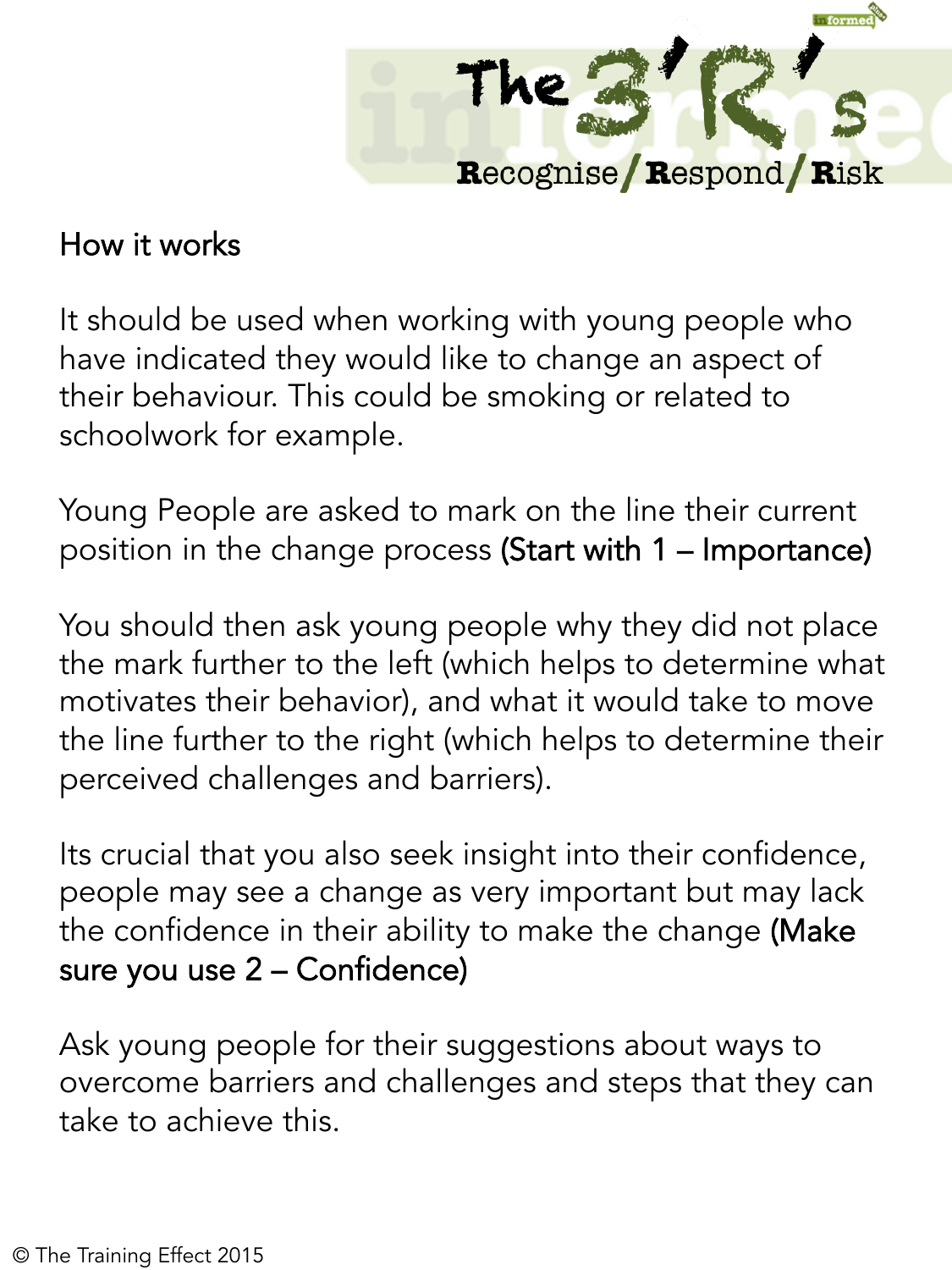# The 3'R's

**R**ecognise / **R**espond / **R**isk

## How it works

It should be used when working with young people who have indicated they would like to change an aspect of their behaviour. This could be smoking or related to schoolwork for example.

Young People are asked to mark on the line their current position in the change process (Start with 1 – Importance)

You should then ask young people why they did not place the mark further to the left (which helps to determine what motivates their behavior), and what it would take to move the line further to the right (which helps to determine their perceived challenges and barriers).

Its crucial that you also seek insight into their confidence, people may see a change as very important but may lack the confidence in their ability to make the change (Make sure you use 2 – Confidence)

Ask young people for their suggestions about ways to overcome barriers and challenges and steps that they can take to achieve this.

© The Training Effect 2015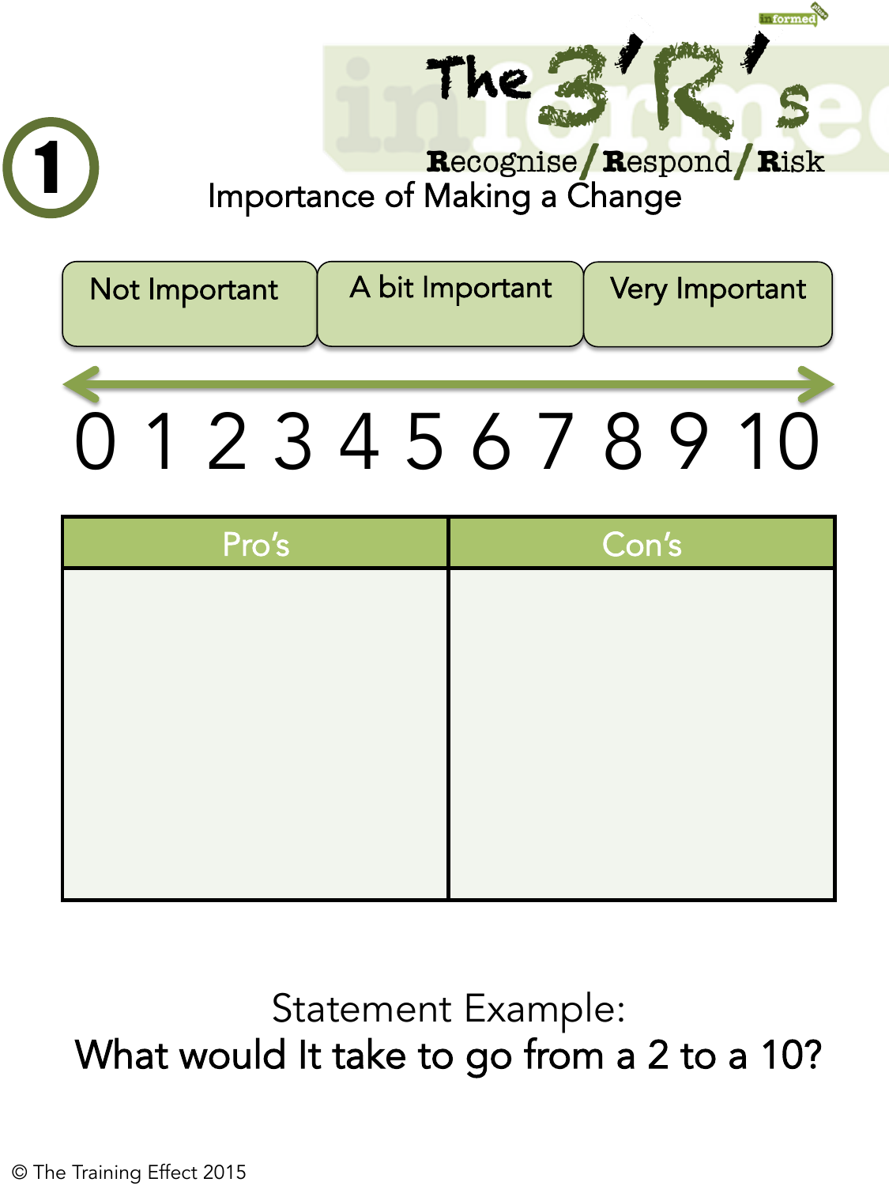1

# The 3'R's

**R**ecognise / **R**espond / **R**isk

## Importance of Making a Change

| Not Important | A bit Important | Very Important |
|---|---|---|

0 1 2 3 4 5 6 7 8 9 10

| Pro's | Con's |
|---|---|
| | |

Statement Example:

**What would It take to go from a 2 to a 10?**

© The Training Effect 2015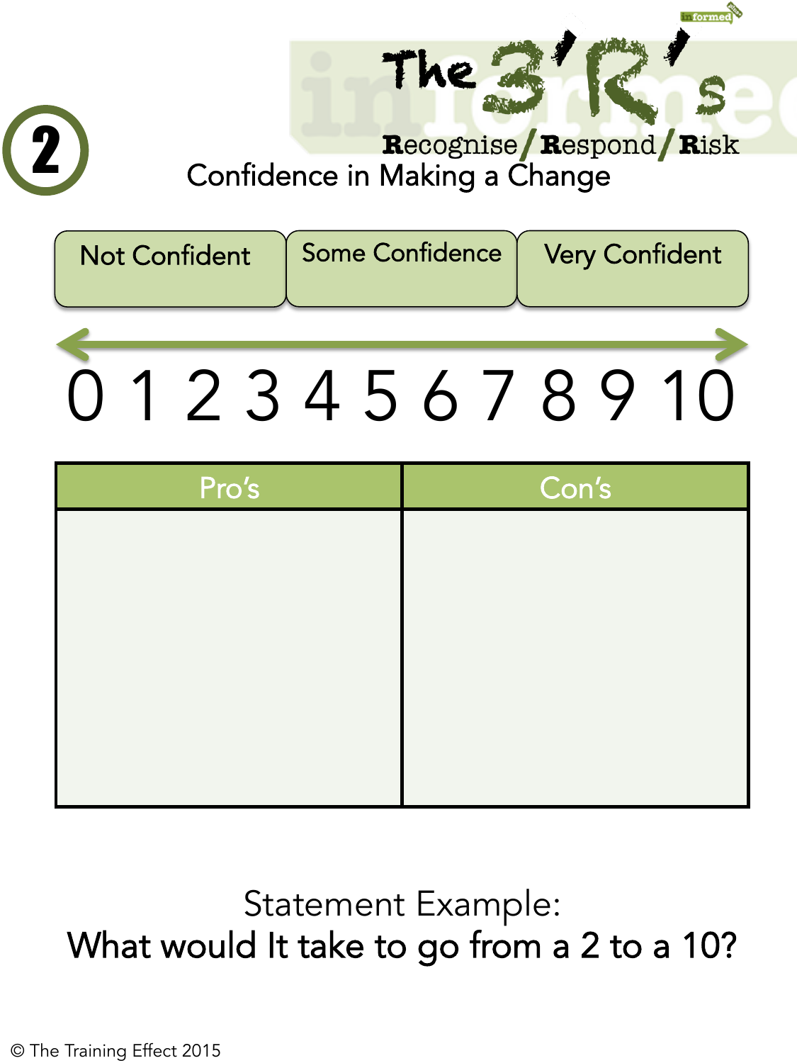2

# The 3'R's

**R**ecognise / **R**espond / **R**isk

## Confidence in Making a Change

| Not Confident | Some Confidence | Very Confident |
|---|---|---|

0 1 2 3 4 5 6 7 8 9 10

| Pro's | Con's |
|---|---|
| | |

Statement Example:

**What would It take to go from a 2 to a 10?**

© The Training Effect 2015